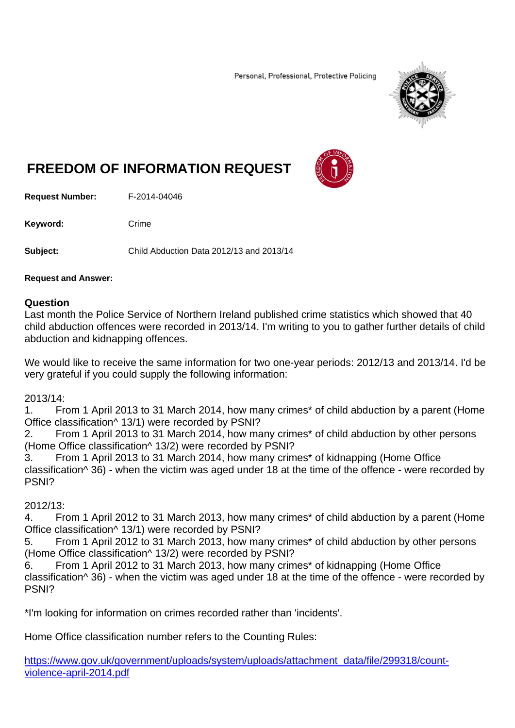Personal, Professional, Protective Policing

# FREEDOM OF INFORMATION REQUEST

**Request Number:** F-2014-04046

**Keyword:** Crime

**Subject:** Child Abduction Data 2012/13 and 2013/14

**Request and Answer:**

## Question

Last month the Police Service of Northern Ireland published crime statistics which showed that 40 child abduction offences were recorded in 2013/14. I'm writing to you to gather further details of child abduction and kidnapping offences.

We would like to receive the same information for two one-year periods: 2012/13 and 2013/14. I'd be very grateful if you could supply the following information:

2013/14:

1. From 1 April 2013 to 31 March 2014, how many crimes* of child abduction by a parent (Home Office classification^ 13/1) were recorded by PSNI?
2. From 1 April 2013 to 31 March 2014, how many crimes* of child abduction by other persons (Home Office classification^ 13/2) were recorded by PSNI?
3. From 1 April 2013 to 31 March 2014, how many crimes* of kidnapping (Home Office classification^ 36) - when the victim was aged under 18 at the time of the offence - were recorded by PSNI?

2012/13:

4. From 1 April 2012 to 31 March 2013, how many crimes* of child abduction by a parent (Home Office classification^ 13/1) were recorded by PSNI?
5. From 1 April 2012 to 31 March 2013, how many crimes* of child abduction by other persons (Home Office classification^ 13/2) were recorded by PSNI?
6. From 1 April 2012 to 31 March 2013, how many crimes* of kidnapping (Home Office classification^ 36) - when the victim was aged under 18 at the time of the offence - were recorded by PSNI?

*I'm looking for information on crimes recorded rather than 'incidents'.

Home Office classification number refers to the Counting Rules:

https://www.gov.uk/government/uploads/system/uploads/attachment_data/file/299318/count-violence-april-2014.pdf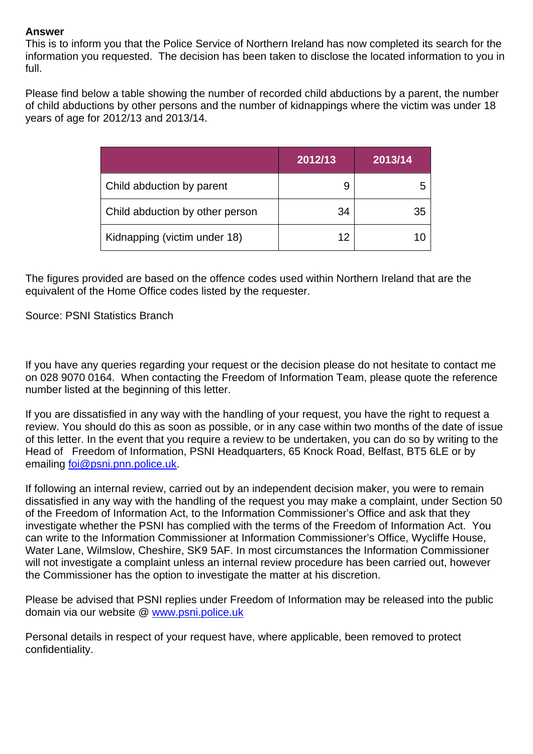**Answer**

This is to inform you that the Police Service of Northern Ireland has now completed its search for the information you requested. The decision has been taken to disclose the located information to you in full.

Please find below a table showing the number of recorded child abductions by a parent, the number of child abductions by other persons and the number of kidnappings where the victim was under 18 years of age for 2012/13 and 2013/14.

| | 2012/13 | 2013/14 |
|---|---|---|
| Child abduction by parent | 9 | 5 |
| Child abduction by other person | 34 | 35 |
| Kidnapping (victim under 18) | 12 | 10 |

The figures provided are based on the offence codes used within Northern Ireland that are the equivalent of the Home Office codes listed by the requester.

Source: PSNI Statistics Branch

If you have any queries regarding your request or the decision please do not hesitate to contact me on 028 9070 0164. When contacting the Freedom of Information Team, please quote the reference number listed at the beginning of this letter.

If you are dissatisfied in any way with the handling of your request, you have the right to request a review. You should do this as soon as possible, or in any case within two months of the date of issue of this letter. In the event that you require a review to be undertaken, you can do so by writing to the Head of Freedom of Information, PSNI Headquarters, 65 Knock Road, Belfast, BT5 6LE or by emailing foi@psni.pnn.police.uk.

If following an internal review, carried out by an independent decision maker, you were to remain dissatisfied in any way with the handling of the request you may make a complaint, under Section 50 of the Freedom of Information Act, to the Information Commissioner's Office and ask that they investigate whether the PSNI has complied with the terms of the Freedom of Information Act. You can write to the Information Commissioner at Information Commissioner's Office, Wycliffe House, Water Lane, Wilmslow, Cheshire, SK9 5AF. In most circumstances the Information Commissioner will not investigate a complaint unless an internal review procedure has been carried out, however the Commissioner has the option to investigate the matter at his discretion.

Please be advised that PSNI replies under Freedom of Information may be released into the public domain via our website @ www.psni.police.uk

Personal details in respect of your request have, where applicable, been removed to protect confidentiality.